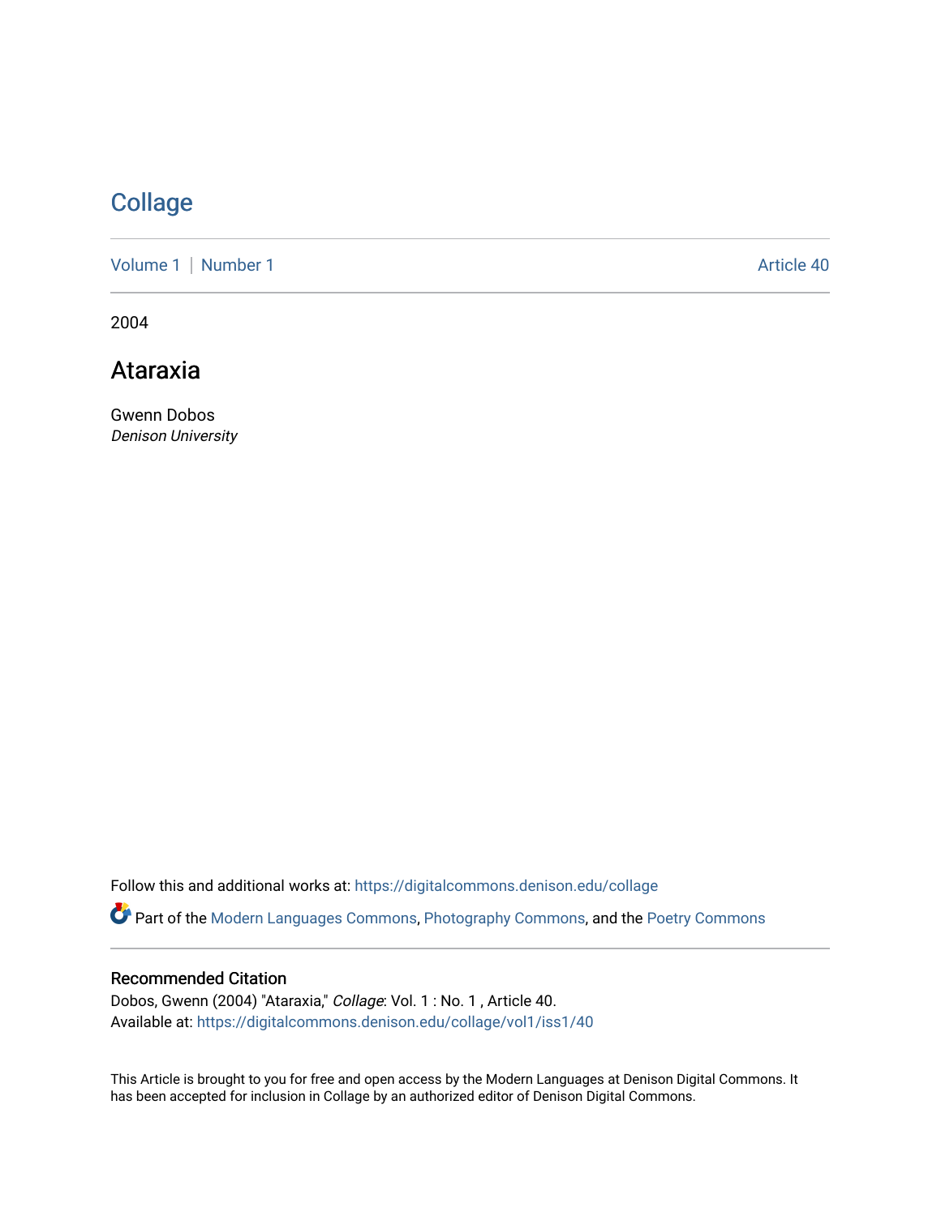# Collage

Volume 1 | Number 1 Article 40

2004

## Ataraxia

Gwenn Dobos
*Denison University*

Follow this and additional works at: https://digitalcommons.denison.edu/collage

Part of the Modern Languages Commons, Photography Commons, and the Poetry Commons

### Recommended Citation

Dobos, Gwenn (2004) "Ataraxia," *Collage*: Vol. 1 : No. 1 , Article 40.
Available at: https://digitalcommons.denison.edu/collage/vol1/iss1/40

This Article is brought to you for free and open access by the Modern Languages at Denison Digital Commons. It has been accepted for inclusion in Collage by an authorized editor of Denison Digital Commons.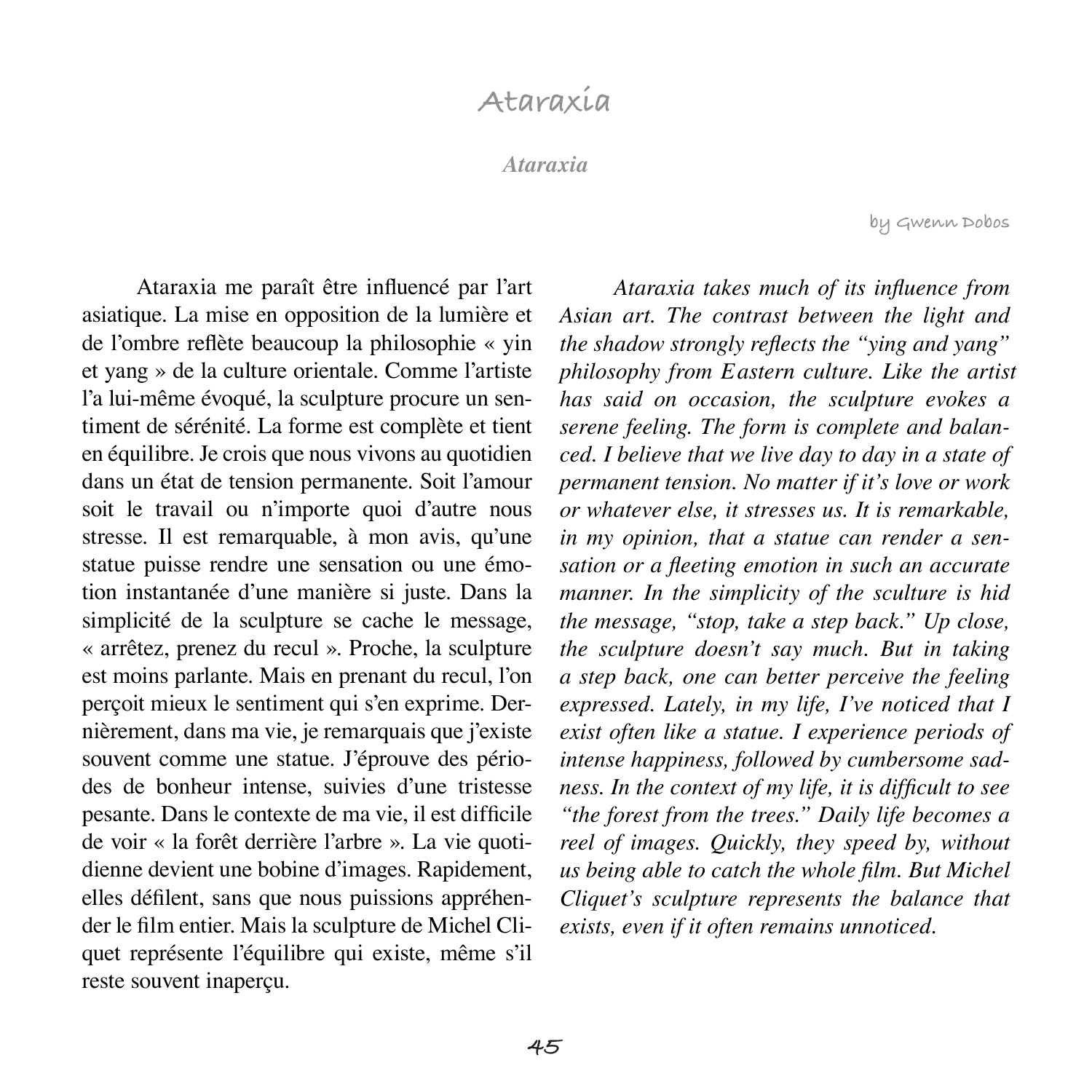# Ataraxia

*Ataraxia*

by Gwenn Dobos

Ataraxia me paraît être influencé par l'art asiatique. La mise en opposition de la lumière et de l'ombre reflète beaucoup la philosophie « yin et yang » de la culture orientale. Comme l'artiste l'a lui-même évoqué, la sculpture procure un sentiment de sérénité. La forme est complète et tient en équilibre. Je crois que nous vivons au quotidien dans un état de tension permanente. Soit l'amour soit le travail ou n'importe quoi d'autre nous stresse. Il est remarquable, à mon avis, qu'une statue puisse rendre une sensation ou une émotion instantanée d'une manière si juste. Dans la simplicité de la sculpture se cache le message, « arrêtez, prenez du recul ». Proche, la sculpture est moins parlante. Mais en prenant du recul, l'on perçoit mieux le sentiment qui s'en exprime. Dernièrement, dans ma vie, je remarquais que j'existe souvent comme une statue. J'éprouve des périodes de bonheur intense, suivies d'une tristesse pesante. Dans le contexte de ma vie, il est difficile de voir « la forêt derrière l'arbre ». La vie quotidienne devient une bobine d'images. Rapidement, elles défilent, sans que nous puissions appréhender le film entier. Mais la sculpture de Michel Cliquet représente l'équilibre qui existe, même s'il reste souvent inaperçu.

*Ataraxia takes much of its influence from Asian art. The contrast between the light and the shadow strongly reflects the "ying and yang" philosophy from Eastern culture. Like the artist has said on occasion, the sculpture evokes a serene feeling. The form is complete and balanced. I believe that we live day to day in a state of permanent tension. No matter if it's love or work or whatever else, it stresses us. It is remarkable, in my opinion, that a statue can render a sensation or a fleeting emotion in such an accurate manner. In the simplicity of the sculture is hid the message, "stop, take a step back." Up close, the sculpture doesn't say much. But in taking a step back, one can better perceive the feeling expressed. Lately, in my life, I've noticed that I exist often like a statue. I experience periods of intense happiness, followed by cumbersome sadness. In the context of my life, it is difficult to see "the forest from the trees." Daily life becomes a reel of images. Quickly, they speed by, without us being able to catch the whole film. But Michel Cliquet's sculpture represents the balance that exists, even if it often remains unnoticed.*